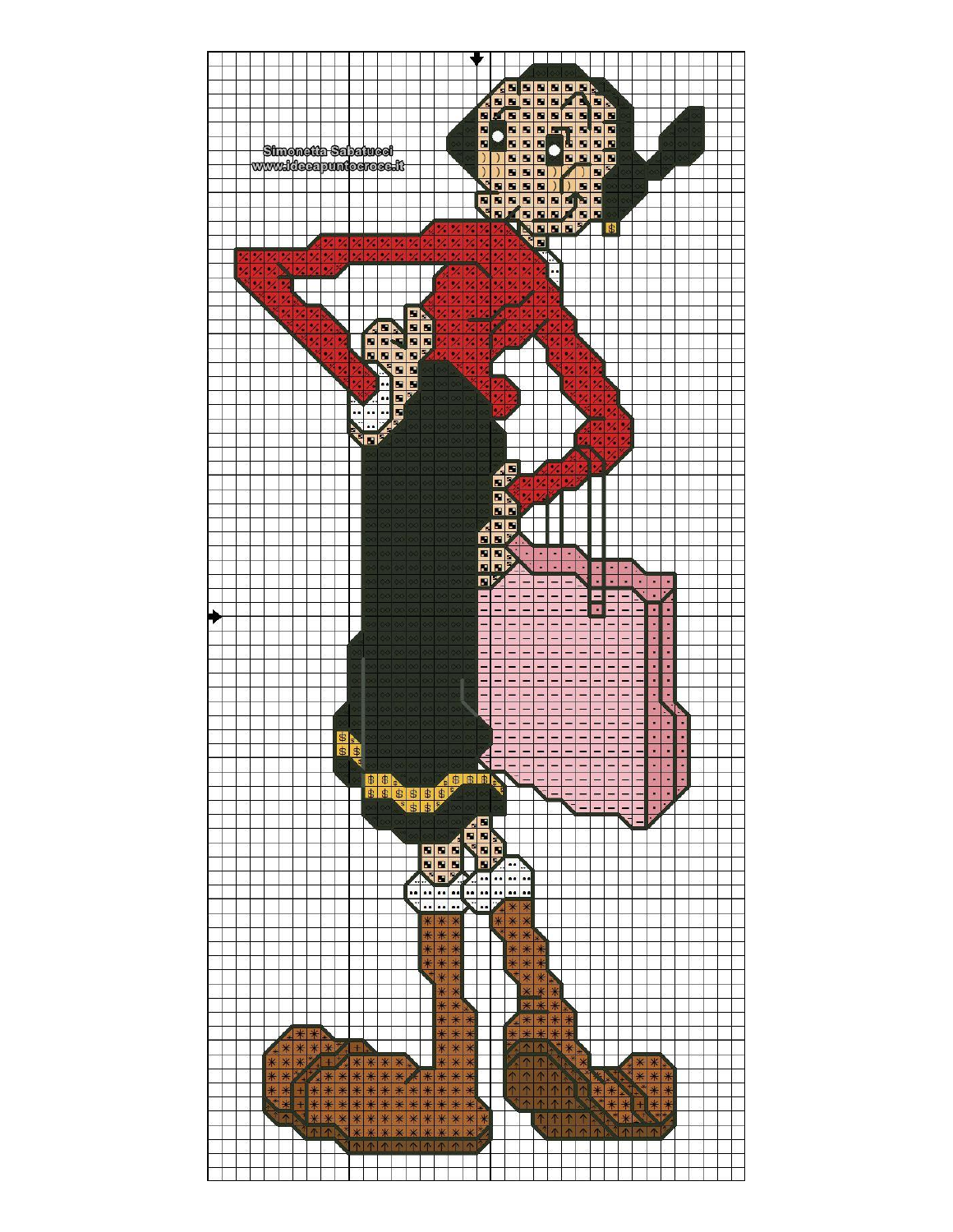Simonetta Sabatucci
www.ideeapuntocroce.it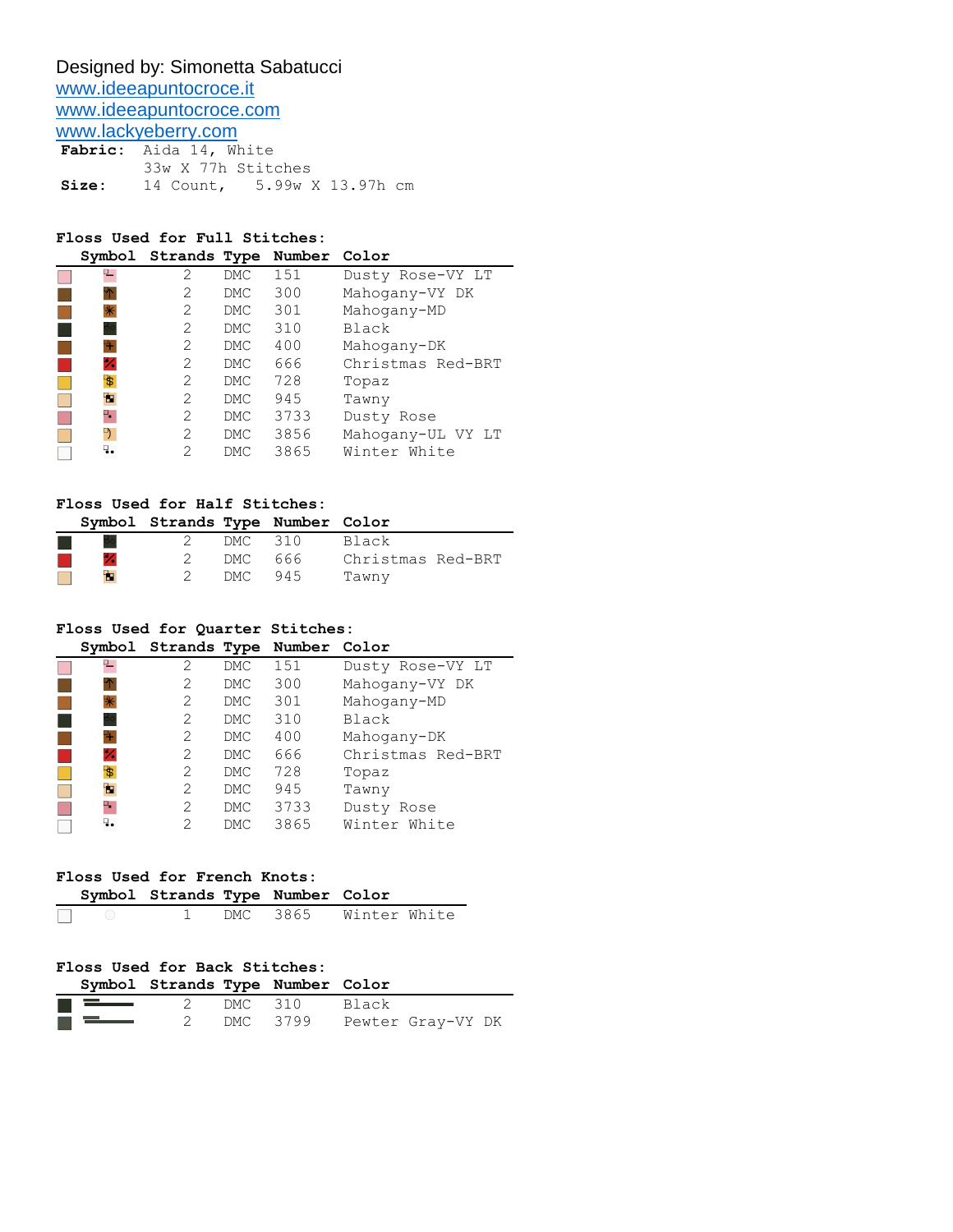Designed by: Simonetta Sabatucci
[www.ideeapuntocroce.it](http://www.ideeapuntocroce.it)
[www.ideeapuntocroce.com](http://www.ideeapuntocroce.com)
[www.lackyeberry.com](http://www.lackyeberry.com)

**Fabric:** Aida 14, White
33w X 77h Stitches
**Size:** 14 Count, 5.99w X 13.97h cm

**Floss Used for Full Stitches:**

| Symbol | Strands | Type | Number | Color |
|---|---|---|---|---|
| | 2 | DMC | 151 | Dusty Rose-VY LT |
| | 2 | DMC | 300 | Mahogany-VY DK |
| | 2 | DMC | 301 | Mahogany-MD |
| | 2 | DMC | 310 | Black |
| | 2 | DMC | 400 | Mahogany-DK |
| | 2 | DMC | 666 | Christmas Red-BRT |
| | 2 | DMC | 728 | Topaz |
| | 2 | DMC | 945 | Tawny |
| | 2 | DMC | 3733 | Dusty Rose |
| | 2 | DMC | 3856 | Mahogany-UL VY LT |
| | 2 | DMC | 3865 | Winter White |

**Floss Used for Half Stitches:**

| Symbol | Strands | Type | Number | Color |
|---|---|---|---|---|
| | 2 | DMC | 310 | Black |
| | 2 | DMC | 666 | Christmas Red-BRT |
| | 2 | DMC | 945 | Tawny |

**Floss Used for Quarter Stitches:**

| Symbol | Strands | Type | Number | Color |
|---|---|---|---|---|
| | 2 | DMC | 151 | Dusty Rose-VY LT |
| | 2 | DMC | 300 | Mahogany-VY DK |
| | 2 | DMC | 301 | Mahogany-MD |
| | 2 | DMC | 310 | Black |
| | 2 | DMC | 400 | Mahogany-DK |
| | 2 | DMC | 666 | Christmas Red-BRT |
| | 2 | DMC | 728 | Topaz |
| | 2 | DMC | 945 | Tawny |
| | 2 | DMC | 3733 | Dusty Rose |
| | 2 | DMC | 3865 | Winter White |

**Floss Used for French Knots:**

| Symbol | Strands | Type | Number | Color |
|---|---|---|---|---|
| | 1 | DMC | 3865 | Winter White |

**Floss Used for Back Stitches:**

| Symbol | Strands | Type | Number | Color |
|---|---|---|---|---|
| | 2 | DMC | 310 | Black |
| | 2 | DMC | 3799 | Pewter Gray-VY DK |